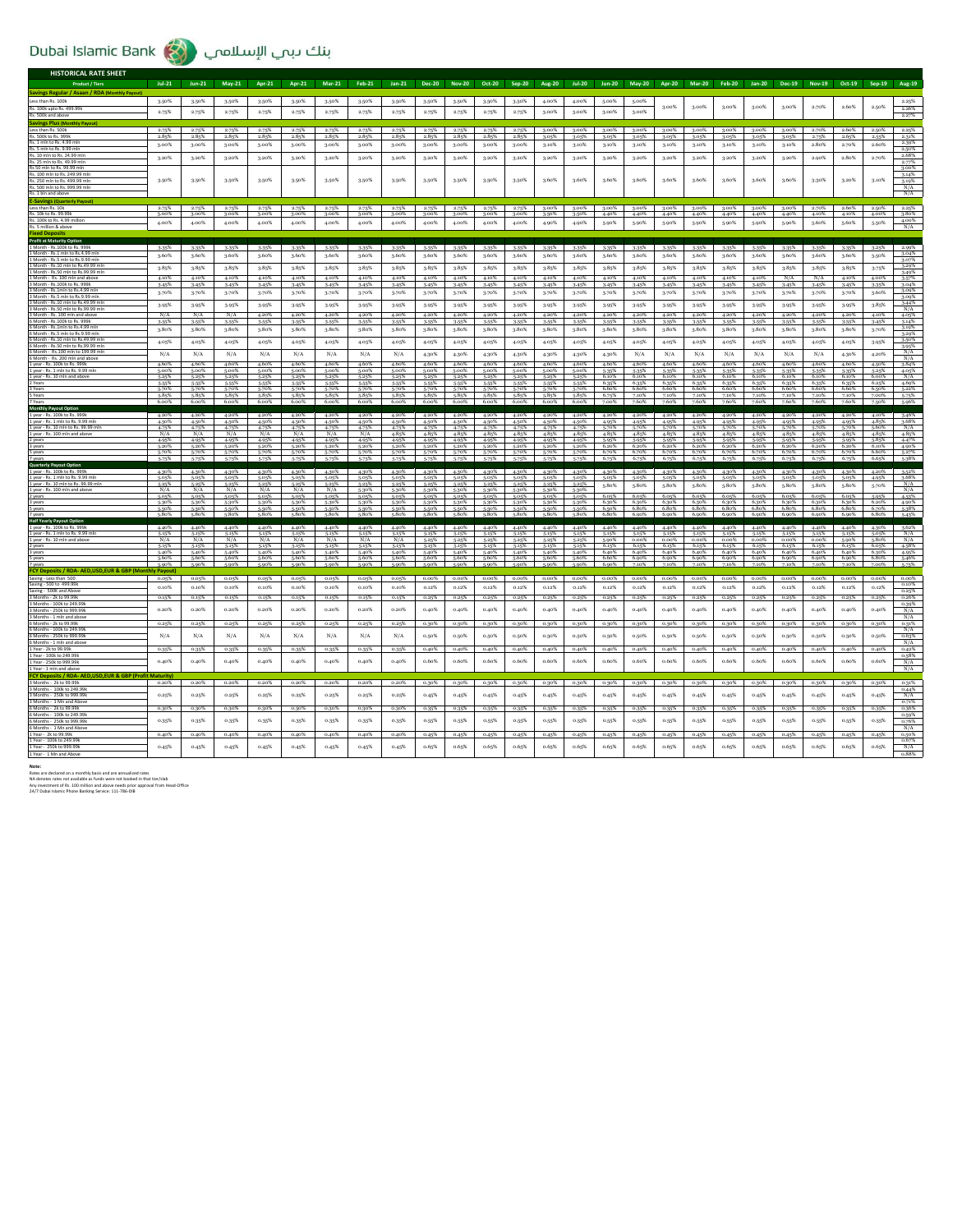# Dubai Islamic Bank بنك دبي الإسلامي

## HISTORICAL RATE SHEET

| Product / Tiers | Jul-21 | Jun-21 | May-21 | Apr-21 | Apr-21 | Mar-21 | Feb-21 | Jan-21 | Dec-20 | Nov-20 | Oct-20 | Sep-20 | Aug-20 | Jul-20 | Jun-20 | May-20 | Apr-20 | Mar-20 | Feb-20 | Jan-20 | Dec-19 | Nov-19 | Oct-19 | Sep-19 | Aug-19 |
|---|---|---|---|---|---|---|---|---|---|---|---|---|---|---|---|---|---|---|---|---|---|---|---|---|---|
| **Savings Regular / Asaan / RDA (Monthly Payout)** | | | | | | | | | | | | | | | | | | | | | | | | | |
| Less than Rs. 100k | 3.50% | 3.50% | 3.50% | 3.50% | 3.50% | 3.50% | 3.50% | 3.50% | 3.50% | 3.50% | 3.50% | 3.50% | 4.00% | 4.00% | 5.00% | 5.00% | 3.00% | 3.00% | 3.00% | 3.00% | 3.00% | 2.70% | 2.60% | 2.50% | 2.25% |
| Rs. 100k upto Rs. 499.99k | 2.75% | 2.75% | 2.75% | 2.75% | 2.75% | 2.75% | 2.75% | 2.75% | 2.75% | 2.75% | 2.75% | 2.75% | 3.00% | 3.00% | 3.00% | 3.00% | | | | | | | | | 2.26% |
| Rs. 500k and above | | | | | | | | | | | | | | | | | | | | | | | | | 2.27% |
| **Savings Plus (Monthly Payout)** | | | | | | | | | | | | | | | | | | | | | | | | | |
| Less than Rs. 500k | 2.75% | 2.75% | 2.75% | 2.75% | 2.75% | 2.75% | 2.75% | 2.75% | 2.75% | 2.75% | 2.75% | 2.75% | 3.00% | 3.00% | 3.00% | 3.00% | 3.00% | 3.00% | 3.00% | 3.00% | 3.00% | 2.70% | 2.60% | 2.50% | 2.25% |
| Rs. 500k to Rs. 999k | 2.85% | 2.85% | 2.85% | 2.85% | 2.85% | 2.85% | 2.85% | 2.85% | 2.85% | 2.85% | 2.85% | 2.85% | 3.05% | 3.05% | 3.05% | 3.05% | 3.05% | 3.05% | 3.05% | 3.05% | 3.05% | 2.75% | 2.65% | 2.55% | 2.31% |
| Rs. 1 mln to Rs. 4.99 mln | 3.00% | 3.00% | 3.00% | 3.00% | 3.00% | 3.00% | 3.00% | 3.00% | 3.00% | 3.00% | 3.00% | 3.00% | 3.10% | 3.10% | 3.10% | 3.10% | 3.10% | 3.10% | 3.10% | 3.10% | 3.10% | 2.80% | 2.70% | 2.60% | 2.39% |
| Rs. 5 mln to Rs. 9.99 mln | | | | | | | | | | | | | | | | | | | | | | | | | 2.50% |
| Rs. 10 mln to Rs. 24.99 mln | 3.20% | 3.20% | 3.20% | 3.20% | 3.20% | 3.20% | 3.20% | 3.20% | 3.20% | 3.20% | 3.20% | 3.20% | 3.20% | 3.20% | 3.20% | 3.20% | 3.20% | 3.20% | 3.20% | 3.20% | 3.20% | 2.90% | 2.80% | 2.70% | 2.68% |
| Rs. 25 mln to Rs. 49.99 mln | | | | | | | | | | | | | | | | | | | | | | | | | 2.77% |
| Rs 50 mln to Rs. 99.99 mln | | | | | | | | | | | | | | | | | | | | | | | | | 3.00% |
| Rs. 100 mln to Rs. 249.99 mln | 3.50% | 3.50% | 3.50% | 3.50% | 3.50% | 3.50% | 3.50% | 3.50% | 3.50% | 3.50% | 3.50% | 3.50% | 3.60% | 3.60% | 3.60% | 3.60% | 3.60% | 3.60% | 3.60% | 3.60% | 3.60% | 3.30% | 3.20% | 3.10% | 3.14% |
| Rs. 250 mln to Rs. 499.99 mln | | | | | | | | | | | | | | | | | | | | | | | | | 3.19% |
| Rs. 500 mln to Rs. 999.99 mln | | | | | | | | | | | | | | | | | | | | | | | | | N/A |
| Rs. 1 bln and above | | | | | | | | | | | | | | | | | | | | | | | | | N/A |
| **E-Savings (Quarterly Payout)** | | | | | | | | | | | | | | | | | | | | | | | | | |
| Less than Rs. 10k | 2.75% | 2.75% | 2.75% | 2.75% | 2.75% | 2.75% | 2.75% | 2.75% | 2.75% | 2.75% | 2.75% | 2.75% | 3.00% | 3.00% | 3.00% | 3.00% | 3.00% | 3.00% | 3.00% | 3.00% | 3.00% | 2.70% | 2.60% | 2.50% | 2.25% |
| Rs. 10k to Rs. 99.99k | 3.00% | 3.00% | 3.00% | 3.00% | 3.00% | 3.00% | 3.00% | 3.00% | 3.00% | 3.00% | 3.00% | 3.00% | 3.50% | 3.50% | 4.40% | 4.40% | 4.40% | 4.40% | 4.40% | 4.40% | 4.40% | 4.10% | 4.10% | 4.00% | 3.80% |
| Rs. 100k to Rs. 4.99 million | 4.00% | 4.00% | 4.00% | 4.00% | 4.00% | 4.00% | 4.00% | 4.00% | 4.00% | 4.00% | 4.00% | 4.00% | 4.90% | 4.90% | 5.90% | 5.90% | 5.90% | 5.90% | 5.90% | 5.90% | 5.90% | 5.60% | 5.60% | 5.50% | 4.00% |
| Rs. 5 million & above | | | | | | | | | | | | | | | | | | | | | | | | | N/A |
| **Fixed Deposits** | | | | | | | | | | | | | | | | | | | | | | | | | |
| **Profit at Maturity Option** | | | | | | | | | | | | | | | | | | | | | | | | | |
| 1 Month - Rs. 100k to Rs. 999k | 3.35% | 3.35% | 3.35% | 3.35% | 3.35% | 3.35% | 3.35% | 3.35% | 3.35% | 3.35% | 3.35% | 3.35% | 3.35% | 3.35% | 3.35% | 3.35% | 3.35% | 3.35% | 3.35% | 3.35% | 3.35% | 3.35% | 3.35% | 3.25% | 2.99% |
| 1 Month - Rs. 1 mln to Rs 4.99 mln | 3.60% | 3.60% | 3.60% | 3.60% | 3.60% | 3.60% | 3.60% | 3.60% | 3.60% | 3.60% | 3.60% | 3.60% | 3.60% | 3.60% | 3.60% | 3.60% | 3.60% | 3.60% | 3.60% | 3.60% | 3.60% | 3.60% | 3.60% | 3.50% | 3.04% |
| 1 Month - Rs. 5 mln to Rs. 9.99 mln | | | | | | | | | | | | | | | | | | | | | | | | | 3.07% |
| 1 Month - Rs. 10 mln to Rs. 49.99 mln | 3.85% | 3.85% | 3.85% | 3.85% | 3.85% | 3.85% | 3.85% | 3.85% | 3.85% | 3.85% | 3.85% | 3.85% | 3.85% | 3.85% | 3.85% | 3.85% | 3.85% | 3.85% | 3.85% | 3.85% | 3.85% | 3.85% | 3.85% | 3.75% | 3.29% |
| 1 Month - Rs. 50 mln to Rs. 99.99 mln | | | | | | | | | | | | | | | | | | | | | | | | | 3.49% |
| 1 Month - Rs. 100 mln and above | 4.10% | 4.10% | 4.10% | 4.10% | 4.10% | 4.10% | 4.10% | 4.10% | 4.10% | 4.10% | 4.10% | 4.10% | 4.10% | 4.10% | 4.10% | 4.10% | 4.10% | 4.10% | 4.10% | 4.10% | N/A | N/A | 4.10% | 4.00% | 3.57% |
| 3 Month - Rs. 100k to Rs. 999k | 3.45% | 3.45% | 3.45% | 3.45% | 3.45% | 3.45% | 3.45% | 3.45% | 3.45% | 3.45% | 3.45% | 3.45% | 3.45% | 3.45% | 3.45% | 3.45% | 3.45% | 3.45% | 3.45% | 3.45% | 3.45% | 3.45% | 3.45% | 3.35% | 3.04% |
| 3 Month - Rs. 1mln to Rs. 4.99 mln | 3.70% | 3.70% | 3.70% | 3.70% | 3.70% | 3.70% | 3.70% | 3.70% | 3.70% | 3.70% | 3.70% | 3.70% | 3.70% | 3.70% | 3.70% | 3.70% | 3.70% | 3.70% | 3.70% | 3.70% | 3.70% | 3.70% | 3.70% | 3.60% | 3.09% |
| 3 Month - Rs. 5 mln to Rs. 9.99 mln | | | | | | | | | | | | | | | | | | | | | | | | | 3.09% |
| 3 Month - Rs. 10 mln to Rs. 49.99 mln | 3.95% | 3.95% | 3.95% | 3.95% | 3.95% | 3.95% | 3.95% | 3.95% | 3.95% | 3.95% | 3.95% | 3.95% | 3.95% | 3.95% | 3.95% | 3.95% | 3.95% | 3.95% | 3.95% | 3.95% | 3.95% | 3.95% | 3.95% | 3.85% | 3.44% |
| 3 Month - Rs. 50 mln to Rs. 99.99 mln | | | | | | | | | | | | | | | | | | | | | | | | | N/A |
| 3 Month - Rs. 100 mln and above | N/A | N/A | N/A | 4.20% | 4.20% | 4.20% | 4.20% | 4.20% | 4.20% | 4.20% | 4.20% | 4.20% | 4.20% | 4.20% | 4.20% | 4.20% | 4.20% | 4.20% | 4.20% | 4.20% | 4.20% | 4.20% | 4.20% | 4.10% | 4.05% |
| 6 Month - Rs. 100k to Rs. 999k | 3.55% | 3.55% | 3.55% | 3.55% | 3.55% | 3.55% | 3.55% | 3.55% | 3.55% | 3.55% | 3.55% | 3.55% | 3.55% | 3.55% | 3.55% | 3.55% | 3.55% | 3.55% | 3.55% | 3.55% | 3.55% | 3.55% | 3.55% | 3.45% | 3.14% |
| 6 Month - Rs. 1mln to Rs. 4.99 mln | 3.80% | 3.80% | 3.80% | 3.80% | 3.80% | 3.80% | 3.80% | 3.80% | 3.80% | 3.80% | 3.80% | 3.80% | 3.80% | 3.80% | 3.80% | 3.80% | 3.80% | 3.80% | 3.80% | 3.80% | 3.80% | 3.80% | 3.80% | 3.70% | 3.19% |
| 6 Month - Rs. 5 mln to Rs. 9.99 mln | | | | | | | | | | | | | | | | | | | | | | | | | 3.29% |
| 6 Month - Rs. 10 mln to Rs. 49.99 mln | 4.05% | 4.05% | 4.05% | 4.05% | 4.05% | 4.05% | 4.05% | 4.05% | 4.05% | 4.05% | 4.05% | 4.05% | 4.05% | 4.05% | 4.05% | 4.05% | 4.05% | 4.05% | 4.05% | 4.05% | 4.05% | 4.05% | 4.05% | 3.95% | 3.50% |
| 6 Month - Rs. 50 mln to Rs. 99.99 mln | | | | | | | | | | | | | | | | | | | | | | | | | 3.95% |
| 6 Month - Rs. 100 mln to Rs. 199.99 mln | N/A | N/A | N/A | N/A | N/A | N/A | N/A | N/A | N/A | 4.30% | 4.30% | 4.30% | 4.30% | 4.30% | 4.30% | N/A | N/A | N/A | N/A | N/A | N/A | N/A | 4.30% | 4.20% | N/A |
| 6 Month - Rs. 200 mln and above | | | | | | | | | | | | | | | | | | | | | | | | | N/A |
| 1 year - Rs. 100k to Rs. 999k | 4.60% | 4.60% | 4.60% | 4.60% | 4.60% | 4.60% | 4.60% | 4.60% | 4.60% | 4.60% | 4.60% | 4.60% | 4.60% | 4.60% | 4.60% | 4.60% | 4.60% | 4.60% | 4.60% | 4.60% | 4.60% | 4.60% | 4.60% | 4.50% | 3.84% |
| 1 year - Rs. 1 mln to Rs. 9.99 mln | 5.00% | 5.00% | 5.00% | 5.00% | 5.00% | 5.00% | 5.00% | 5.00% | 5.00% | 5.00% | 5.00% | 5.00% | 5.00% | 5.00% | 5.35% | 5.35% | 5.35% | 5.35% | 5.35% | 5.35% | 5.35% | 5.35% | 5.35% | 5.25% | 4.05% |
| 1 year - Rs. 10 mln and above | 5.25% | 5.25% | 5.25% | 5.25% | 5.25% | 5.25% | 5.25% | 5.25% | 5.25% | 5.25% | 5.25% | 5.25% | 5.25% | 5.25% | 6.10% | 6.10% | 6.10% | 6.10% | 6.10% | 6.10% | 6.10% | 6.10% | 6.10% | 6.00% | N/A |
| 2 Years | 5.55% | 5.55% | 5.55% | 5.55% | 5.55% | 5.55% | 5.55% | 5.55% | 5.55% | 5.55% | 5.55% | 5.55% | 5.55% | 5.55% | 6.35% | 6.35% | 6.35% | 6.35% | 6.35% | 6.35% | 6.35% | 6.35% | 6.35% | 6.25% | 4.69% |
| 3 Years | 5.70% | 5.70% | 5.70% | 5.70% | 5.70% | 5.70% | 5.70% | 5.70% | 5.70% | 5.70% | 5.70% | 5.70% | 5.70% | 5.70% | 6.60% | 6.60% | 6.60% | 6.60% | 6.60% | 6.60% | 6.60% | 6.60% | 6.60% | 6.50% | 5.22% |
| 5 Years | 5.85% | 5.85% | 5.85% | 5.85% | 5.85% | 5.85% | 5.85% | 5.85% | 5.85% | 5.85% | 5.85% | 5.85% | 5.85% | 5.85% | 6.75% | 7.10% | 7.10% | 7.10% | 7.10% | 7.10% | 7.10% | 7.10% | 7.10% | 7.00% | 5.75% |
| 7 Years | 6.00% | 6.00% | 6.00% | 6.00% | 6.00% | 6.00% | 6.00% | 6.00% | 6.00% | 6.00% | 6.00% | 6.00% | 6.00% | 6.00% | 7.00% | 7.60% | 7.60% | 7.60% | 7.60% | 7.60% | 7.60% | 7.60% | 7.60% | 7.50% | 5.96% |
| **Monthly Payout Option** | | | | | | | | | | | | | | | | | | | | | | | | | |
| 1 year - Rs. 100k to Rs. 999k | 4.20% | 4.20% | 4.20% | 4.20% | 4.20% | 4.20% | 4.20% | 4.20% | 4.20% | 4.20% | 4.20% | 4.20% | 4.20% | 4.20% | 4.20% | 4.20% | 4.20% | 4.20% | 4.20% | 4.20% | 4.20% | 4.20% | 4.20% | 4.10% | 3.46% |
| 1 year - Rs. 1 mln to Rs. 9.99 mln | 4.50% | 4.50% | 4.50% | 4.50% | 4.50% | 4.50% | 4.50% | 4.50% | 4.50% | 4.50% | 4.50% | 4.50% | 4.50% | 4.50% | 4.95% | 4.95% | 4.95% | 4.95% | 4.95% | 4.95% | 4.95% | 4.95% | 4.95% | 4.85% | 3.88% |
| 1 year - Rs. 10 mln to Rs. 99.99 mln | 4.75% | 4.75% | 4.75% | 4.75% | 4.75% | 4.75% | 4.75% | 4.75% | 4.75% | 4.75% | 4.75% | 4.75% | 4.75% | 4.75% | 5.70% | 5.70% | 5.70% | 5.70% | 5.70% | 5.70% | 5.70% | 5.70% | 5.70% | 5.60% | N/A |
| 1 year - Rs. 100 mln and above | N/A | N/A | N/A | N/A | N/A | N/A | N/A | N/A | 4.85% | 4.85% | 4.85% | 4.85% | 4.85% | 4.85% | 4.85% | 4.85% | 4.85% | 4.85% | 4.85% | 4.85% | 4.85% | 4.85% | 4.85% | 4.85% | 4.85% |
| 2 years | 4.95% | 4.95% | 4.95% | 4.95% | 4.95% | 4.95% | 4.95% | 4.95% | 4.95% | 4.95% | 4.95% | 4.95% | 4.95% | 4.95% | 5.95% | 5.95% | 5.95% | 5.95% | 5.95% | 5.95% | 5.95% | 5.95% | 5.95% | 5.85% | 4.47% |
| 3 years | 5.20% | 5.20% | 5.20% | 5.20% | 5.20% | 5.20% | 5.20% | 5.20% | 5.20% | 5.20% | 5.20% | 5.20% | 5.20% | 5.20% | 6.20% | 6.20% | 6.20% | 6.20% | 6.20% | 6.20% | 6.20% | 6.20% | 6.20% | 6.10% | 4.90% |
| 5 years | 5.70% | 5.70% | 5.70% | 5.70% | 5.70% | 5.70% | 5.70% | 5.70% | 5.70% | 5.70% | 5.70% | 5.70% | 5.70% | 5.70% | 6.70% | 6.70% | 6.70% | 6.70% | 6.70% | 6.70% | 6.70% | 6.70% | 6.70% | 6.60% | 5.27% |
| 7 years | 5.75% | 5.75% | 5.75% | 5.75% | 5.75% | 5.75% | 5.75% | 5.75% | 5.75% | 5.75% | 5.75% | 5.75% | 5.75% | 5.75% | 6.75% | 6.75% | 6.75% | 6.75% | 6.75% | 6.75% | 6.75% | 6.75% | 6.75% | 6.65% | 5.38% |
| **Quarterly Payout Option** | | | | | | | | | | | | | | | | | | | | | | | | | |
| 1 year - Rs. 100k to Rs. 999k | 4.30% | 4.30% | 4.30% | 4.30% | 4.30% | 4.30% | 4.30% | 4.30% | 4.30% | 4.30% | 4.30% | 4.30% | 4.30% | 4.30% | 4.30% | 4.30% | 4.30% | 4.30% | 4.30% | 4.30% | 4.30% | 4.30% | 4.30% | 4.20% | 3.52% |
| 1 year - Rs. 1 mln to Rs. 9.99 mln | 5.05% | 5.05% | 5.05% | 5.05% | 5.05% | 5.05% | 5.05% | 5.05% | 5.05% | 5.05% | 5.05% | 5.05% | 5.05% | 5.05% | 5.05% | 5.05% | 5.05% | 5.05% | 5.05% | 5.05% | 5.05% | 5.05% | 5.05% | 4.95% | 3.88% |
| 1 year - Rs. 10 mln to Rs. 99.99 mln | 5.25% | 5.25% | 5.25% | 5.25% | 5.25% | 5.25% | 5.25% | 5.25% | 5.25% | 5.25% | 5.25% | 5.25% | 5.25% | 5.25% | 5.80% | 5.80% | 5.80% | 5.80% | 5.80% | 5.80% | 5.80% | 5.80% | 5.80% | 5.70% | N/A |
| 1 year - Rs. 100 mln and above | N/A | N/A | N/A | N/A | N/A | N/A | N/A | N/A | 5.30% | 5.30% | 5.30% | 5.30% | 5.30% | 5.30% | | | | | | | | | | | N/A |
| 2 years | 5.05% | 5.05% | 5.05% | 5.05% | 5.05% | 5.05% | 5.05% | 5.05% | 5.05% | 5.05% | 5.05% | 5.05% | 5.05% | 5.05% | 6.05% | 6.05% | 6.05% | 6.05% | 6.05% | 6.05% | 6.05% | 6.05% | 6.05% | 5.95% | 4.55% |
| 3 years | 5.30% | 5.30% | 5.30% | 5.30% | 5.30% | 5.30% | 5.30% | 5.30% | 5.30% | 5.30% | 5.30% | 5.30% | 5.30% | 5.30% | 6.30% | 6.30% | 6.30% | 6.30% | 6.30% | 6.30% | 6.30% | 6.30% | 6.30% | 6.20% | 4.90% |
| 5 years | 5.50% | 5.50% | 5.50% | 5.50% | 5.50% | 5.50% | 5.50% | 5.50% | 5.50% | 5.50% | 5.50% | 5.50% | 5.50% | 5.50% | 6.30% | 6.80% | 6.80% | 6.80% | 6.80% | 6.80% | 6.80% | 6.80% | 6.80% | 6.70% | 5.38% |
| 7 years | 5.80% | 5.80% | 5.80% | 5.80% | 5.80% | 5.80% | 5.80% | 5.80% | 5.80% | 5.80% | 5.80% | 5.80% | 5.80% | 5.80% | 6.80% | 6.90% | 6.90% | 6.90% | 6.90% | 6.90% | 6.90% | 6.90% | 6.90% | 6.80% | 5.45% |
| **Half Yearly Payout Option** | | | | | | | | | | | | | | | | | | | | | | | | | |
| 1 year - Rs. 100k to Rs. 999k | 4.40% | 4.40% | 4.40% | 4.40% | 4.40% | 4.40% | 4.40% | 4.40% | 4.40% | 4.40% | 4.40% | 4.40% | 4.40% | 4.40% | 4.40% | 4.40% | 4.40% | 4.40% | 4.40% | 4.40% | 4.40% | 4.40% | 4.40% | 4.30% | 3.62% |
| 1 year - Rs. 1 mln to Rs. 9.99 mln | 5.15% | 5.15% | 5.15% | 5.15% | 5.15% | 5.15% | 5.15% | 5.15% | 5.15% | 5.15% | 5.15% | 5.15% | 5.15% | 5.15% | 5.15% | 5.15% | 5.15% | 5.15% | 5.15% | 5.15% | 5.15% | 5.15% | 5.15% | 5.05% | N/A |
| 1 year - Rs. 10 mln and above | N/A | N/A | N/A | N/A | N/A | N/A | N/A | N/A | 5.25% | 5.25% | 5.25% | 5.25% | 5.25% | 5.25% | 5.90% | 0.00% | 0.00% | 0.00% | 0.00% | 0.00% | 0.00% | 0.00% | 5.90% | 5.80% | N/A |
| 2 years | 5.15% | 5.15% | 5.15% | 5.15% | 5.15% | 5.15% | 5.15% | 5.15% | 5.15% | 5.15% | 5.15% | 5.15% | 5.15% | 5.15% | 6.15% | 6.15% | 6.15% | 6.15% | 6.15% | 6.15% | 6.15% | 6.15% | 6.15% | 6.05% | 4.58% |
| 3 years | 5.40% | 5.40% | 5.40% | 5.40% | 5.40% | 5.40% | 5.40% | 5.40% | 5.40% | 5.40% | 5.40% | 5.40% | 5.40% | 5.40% | 6.40% | 6.40% | 6.40% | 6.40% | 6.40% | 6.40% | 6.40% | 6.40% | 6.40% | 6.30% | 4.95% |
| 5 years | 5.60% | 5.60% | 5.60% | 5.60% | 5.60% | 5.60% | 5.60% | 5.60% | 5.60% | 5.60% | 5.60% | 5.60% | 5.60% | 5.60% | 6.60% | 6.90% | 6.90% | 6.90% | 6.90% | 6.90% | 6.90% | 6.90% | 6.90% | 6.80% | 5.40% |
| 7 years | 5.90% | 5.90% | 5.90% | 5.90% | 5.90% | 5.90% | 5.90% | 5.90% | 5.90% | 5.90% | 5.90% | 5.90% | 5.90% | 5.90% | 6.90% | 7.10% | 7.10% | 7.10% | 7.10% | 7.10% | 7.10% | 7.10% | 7.10% | 7.00% | 5.75% |
| **FCY Deposits - RDA- AED,USD,EUR & GBP (Monthly Payout)** | | | | | | | | | | | | | | | | | | | | | | | | | |
| Saving - Less than 500 | 0.05% | 0.05% | 0.05% | 0.05% | 0.05% | 0.05% | 0.05% | 0.05% | 0.05% | 0.00% | 0.00% | 0.00% | 0.00% | 0.00% | 0.00% | 0.00% | 0.00% | 0.00% | 0.00% | 0.00% | 0.00% | 0.00% | 0.00% | 0.00% | 0.00% |
| Saving - 500 to 499.99k | 0.10% | 0.10% | 0.10% | 0.10% | 0.10% | 0.10% | 0.10% | 0.10% | 0.12% | 0.12% | 0.12% | 0.12% | 0.12% | 0.12% | 0.12% | 0.12% | 0.12% | 0.12% | 0.12% | 0.12% | 0.12% | 0.12% | 0.12% | 0.12% | 0.05% |
| Saving - 500K and Above | | | | | | | | | | | | | | | | | | | | | | | | | 0.25% |
| 3 Months - 2k to 99.99k | 0.15% | 0.15% | 0.15% | 0.15% | 0.15% | 0.15% | 0.15% | 0.15% | 0.25% | 0.25% | 0.25% | 0.25% | 0.25% | 0.25% | 0.25% | 0.25% | 0.25% | 0.25% | 0.25% | 0.25% | 0.25% | 0.25% | 0.25% | 0.25% | 0.26% |
| 3 Months - 100k to 249.99k | 0.20% | 0.20% | 0.20% | 0.20% | 0.20% | 0.20% | 0.20% | 0.20% | 0.40% | 0.40% | 0.40% | 0.40% | 0.40% | 0.40% | 0.40% | 0.40% | 0.40% | 0.40% | 0.40% | 0.40% | 0.40% | 0.40% | 0.40% | 0.40% | 0.39% |
| 3 Months - 250k to 999.99k | | | | | | | | | | | | | | | | | | | | | | | | | N/A |
| 3 Months - 1 mln and above | | | | | | | | | | | | | | | | | | | | | | | | | N/A |
| 6 Months - 2k to 99.99k | 0.25% | 0.25% | 0.25% | 0.25% | 0.25% | 0.25% | 0.25% | 0.25% | 0.30% | 0.30% | 0.30% | 0.30% | 0.30% | 0.30% | 0.30% | 0.30% | 0.30% | 0.30% | 0.30% | 0.30% | 0.30% | 0.30% | 0.30% | 0.30% | 0.31% |
| 6 Months - 100k to 249.99k | N/A | N/A | N/A | N/A | N/A | N/A | N/A | N/A | 0.50% | 0.50% | 0.50% | 0.50% | 0.50% | 0.50% | 0.50% | 0.50% | 0.50% | 0.50% | 0.50% | 0.50% | 0.50% | 0.50% | 0.50% | 0.50% | N/A |
| 6 Months - 250k to 999.99k | | | | | | | | | | | | | | | | | | | | | | | | | 0.63% |
| 6 Months - 1 mln and above | | | | | | | | | | | | | | | | | | | | | | | | | N/A |
| 1 Year - 2k to 99.99k | 0.35% | 0.35% | 0.35% | 0.35% | 0.35% | 0.35% | 0.35% | 0.35% | 0.40% | 0.40% | 0.40% | 0.40% | 0.40% | 0.40% | 0.40% | 0.40% | 0.40% | 0.40% | 0.40% | 0.40% | 0.40% | 0.40% | 0.40% | 0.40% | 0.42% |
| 1 Year - 100k to 249.99k | 0.40% | 0.40% | 0.40% | 0.40% | 0.40% | 0.40% | 0.40% | 0.40% | 0.60% | 0.60% | 0.60% | 0.60% | 0.60% | 0.60% | 0.60% | 0.60% | 0.60% | 0.60% | 0.60% | 0.60% | 0.60% | 0.60% | 0.60% | 0.60% | 0.58% |
| 1 Year - 250k to 999.99k | | | | | | | | | | | | | | | | | | | | | | | | | N/A |
| 1 Year - 1 mln and Above | | | | | | | | | | | | | | | | | | | | | | | | | N/A |
| **FCY Deposits - RDA- AED,USD,EUR & GBP (Profit Maturity)** | | | | | | | | | | | | | | | | | | | | | | | | | |
| 3 Months - 2k to 99.99k | 0.20% | 0.20% | 0.20% | 0.20% | 0.20% | 0.20% | 0.20% | 0.20% | 0.30% | 0.30% | 0.30% | 0.30% | 0.30% | 0.30% | 0.30% | 0.30% | 0.30% | 0.30% | 0.30% | 0.30% | 0.30% | 0.30% | 0.30% | 0.30% | 0.31% |
| 3 Months - 100k to 249.99k | 0.25% | 0.25% | 0.25% | 0.25% | 0.25% | 0.25% | 0.25% | 0.25% | 0.45% | 0.45% | 0.45% | 0.45% | 0.45% | 0.45% | 0.45% | 0.45% | 0.45% | 0.45% | 0.45% | 0.45% | 0.45% | 0.45% | 0.45% | 0.45% | 0.44% |
| 3 Months - 250k to 999.99k | | | | | | | | | | | | | | | | | | | | | | | | | N/A |
| 3 Months - 1 Mn and Above | | | | | | | | | | | | | | | | | | | | | | | | | 0.71% |
| 6 Months - 2k to 99.99k | 0.30% | 0.30% | 0.30% | 0.30% | 0.30% | 0.30% | 0.30% | 0.30% | 0.35% | 0.35% | 0.35% | 0.35% | 0.35% | 0.35% | 0.35% | 0.35% | 0.35% | 0.35% | 0.35% | 0.35% | 0.35% | 0.35% | 0.35% | 0.35% | 0.36% |
| 6 Months - 100k to 249.99k | 0.35% | 0.35% | 0.35% | 0.35% | 0.35% | 0.35% | 0.35% | 0.35% | 0.55% | 0.55% | 0.55% | 0.55% | 0.55% | 0.55% | 0.55% | 0.55% | 0.55% | 0.55% | 0.55% | 0.55% | 0.55% | 0.55% | 0.55% | 0.55% | 0.59% |
| 6 Months - 250k to 999.99k | | | | | | | | | | | | | | | | | | | | | | | | | 0.76% |
| 6 Months - 1 Mn and Above | | | | | | | | | | | | | | | | | | | | | | | | | N/A |
| 1 Year - 2k to 99.99k | 0.40% | 0.40% | 0.40% | 0.40% | 0.40% | 0.40% | 0.40% | 0.40% | 0.45% | 0.45% | 0.45% | 0.45% | 0.45% | 0.45% | 0.45% | 0.45% | 0.45% | 0.45% | 0.45% | 0.45% | 0.45% | 0.45% | 0.45% | 0.45% | 0.50% |
| 1 Year - 100k to 249.99k | 0.45% | 0.45% | 0.45% | 0.45% | 0.45% | 0.45% | 0.45% | 0.45% | 0.65% | 0.65% | 0.65% | 0.65% | 0.65% | 0.65% | 0.65% | 0.65% | 0.65% | 0.65% | 0.65% | 0.65% | 0.65% | 0.65% | 0.65% | 0.65% | 0.67% |
| 1 Year - 250k to 999.99k | | | | | | | | | | | | | | | | | | | | | | | | | N/A |
| 1 Year - 1 Mn and Above | | | | | | | | | | | | | | | | | | | | | | | | | 0.88% |

**Note:**

Rates are declared on a monthly basis and are annualized rates

NA denotes rates not available as funds were not booked in that tier/slab

Any investment of Rs. 100 million and above needs prior approval from Head-Office

24/7 Dubai Islamic Phone Banking Service: 111-786-DIB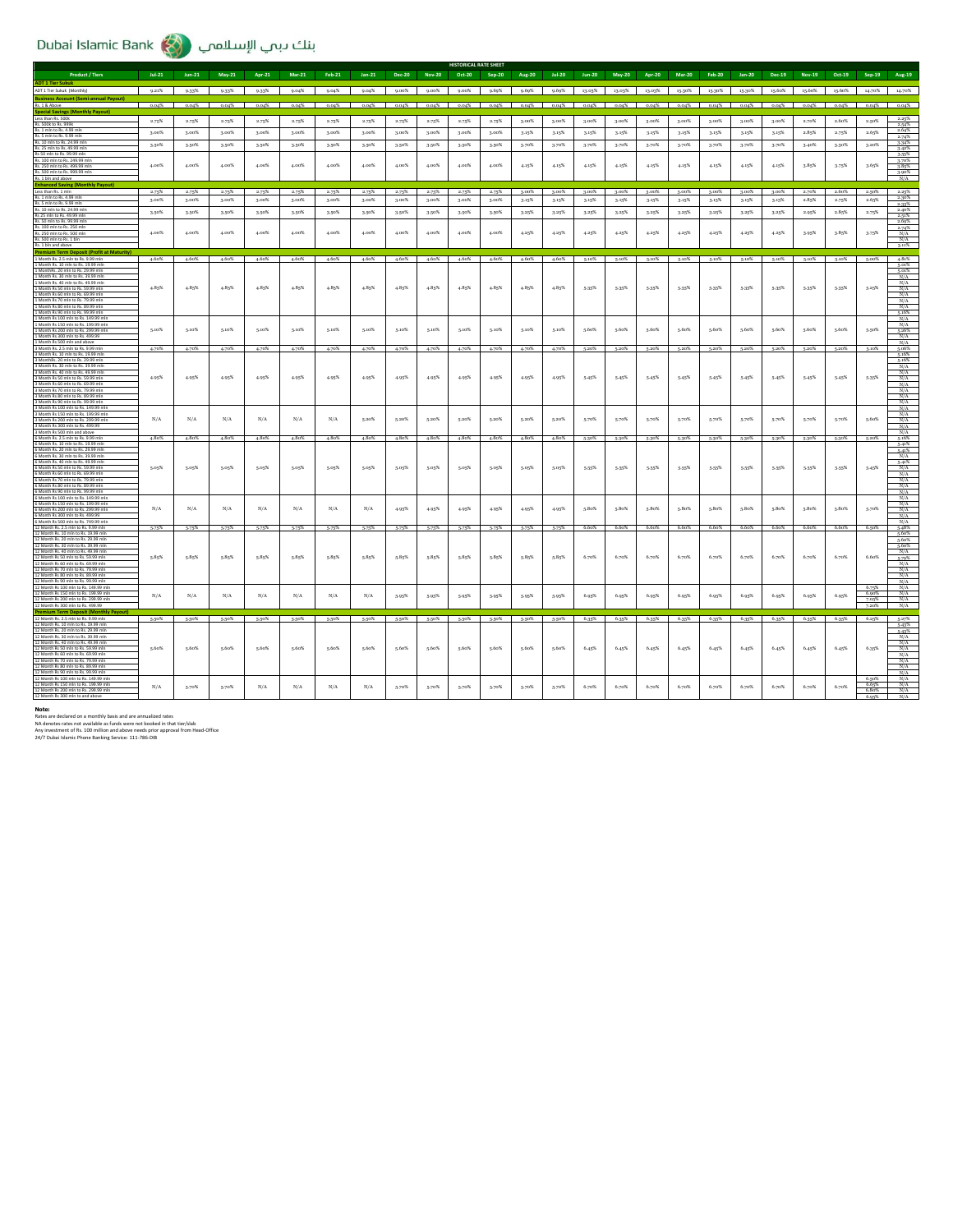# Dubai Islamic Bank بنك دبي الإسلامي

## HISTORICAL RATE SHEET

| Product / Tiers | Jul-21 | Jun-21 | May-21 | Apr-21 | Mar-21 | Feb-21 | Jan-21 | Dec-20 | Nov-20 | Oct-20 | Sep-20 | Aug-20 | Jul-20 | Jun-20 | May-20 | Apr-20 | Mar-20 | Feb-20 | Jan-20 | Dec-19 | Nov-19 | Oct-19 | Sep-19 | Aug-19 |
|---|---|---|---|---|---|---|---|---|---|---|---|---|---|---|---|---|---|---|---|---|---|---|---|---|
| **ADT 1 Tier Sukuk** | | | | | | | | | | | | | | | | | | | | | | | | |
| ADT 1 Tier Sukuk (Monthly) | 9.21% | 9.33% | 9.33% | 9.33% | 9.04% | 9.04% | 9.04% | 9.00% | 9.00% | 9.00% | 9.69% | 9.69% | 9.69% | 13.05% | 13.05% | 13.05% | 13.30% | 13.30% | 13.30% | 15.60% | 15.60% | 15.60% | 14.70% | 14.70% |
| **Business Account (Semi-annual Payout)** | | | | | | | | | | | | | | | | | | | | | | | | |
| Rs. 1 & Above | 0.04% | 0.04% | 0.04% | 0.04% | 0.04% | 0.04% | 0.04% | 0.04% | 0.04% | 0.04% | 0.04% | 0.04% | 0.04% | 0.04% | 0.04% | 0.04% | 0.04% | 0.04% | 0.04% | 0.04% | 0.04% | 0.04% | 0.04% | 0.04% |
| **Special Savings (Monthly Payout)** | | | | | | | | | | | | | | | | | | | | | | | | |
| Less than Rs. 500k | 2.75% | 2.75% | 2.75% | 2.75% | 2.75% | 2.75% | 2.75% | 2.75% | 2.75% | 2.75% | 2.75% | 3.00% | 3.00% | 3.00% | 3.00% | 3.00% | 3.00% | 3.00% | 3.00% | 3.00% | 2.70% | 2.60% | 2.50% | 2.25% |
| Rs. 500k to Rs. 999k | | | | | | | | | | | | | | | | | | | | | | | | 2.54% |
| Rs. 1 mln to Rs. 4.99 mln | 3.00% | 3.00% | 3.00% | 3.00% | 3.00% | 3.00% | 3.00% | 3.00% | 3.00% | 3.00% | 3.00% | 3.15% | 3.15% | 3.15% | 3.15% | 3.15% | 3.15% | 3.15% | 3.15% | 3.15% | 2.85% | 2.75% | 2.65% | 2.62% |
| Rs. 5 mln to Rs. 9.99 mln | | | | | | | | | | | | | | | | | | | | | | | | 3.14% |
| Rs. 10 mln to Rs. 24.99 mln | 3.50% | 3.50% | 3.50% | 3.50% | 3.50% | 3.50% | 3.50% | 3.50% | 3.50% | 3.50% | 3.50% | 3.70% | 3.70% | 3.70% | 3.70% | 3.70% | 3.70% | 3.70% | 3.70% | 3.70% | 3.40% | 3.30% | 3.20% | 3.34% |
| Rs. 25 mln to Rs. 49.99 mln | | | | | | | | | | | | | | | | | | | | | | | | 3.42% |
| Rs 50 mln to Rs. 99.99 mln | 4.00% | 4.00% | 4.00% | 4.00% | 4.00% | 4.00% | 4.00% | 4.00% | 4.00% | 4.00% | 4.00% | 4.15% | 4.15% | 4.15% | 4.15% | 4.15% | 4.15% | 4.15% | 4.15% | 4.15% | 3.85% | 3.75% | 3.65% | 3.55% |
| Rs. 100 mln to Rs. 249.99 mln | | | | | | | | | | | | | | | | | | | | | | | | 3.70% |
| Rs. 250 mln to Rs. 499.99 mln | | | | | | | | | | | | | | | | | | | | | | | | 3.85% |
| Rs. 500 mln to Rs. 999.99 mln | | | | | | | | | | | | | | | | | | | | | | | | 3.92% |
| Rs. 1 bln and above | | | | | | | | | | | | | | | | | | | | | | | | N/A |
| **Enhanced Saving (Monthly Payout)** | | | | | | | | | | | | | | | | | | | | | | | | |
| Less than Rs. 1 mln | 2.75% | 2.75% | 2.75% | 2.75% | 2.75% | 2.75% | 2.75% | 2.75% | 2.75% | 2.75% | 2.75% | 3.00% | 3.00% | 3.00% | 3.00% | 3.00% | 3.00% | 3.00% | 3.00% | 3.00% | 2.70% | 2.60% | 2.50% | 2.25% |
| Rs. 1 mln to Rs. 4.99 mln | 3.00% | 3.00% | 3.00% | 3.00% | 3.00% | 3.00% | 3.00% | 3.00% | 3.00% | 3.00% | 3.00% | 3.15% | 3.15% | 3.15% | 3.15% | 3.15% | 3.15% | 3.15% | 3.15% | 3.15% | 2.85% | 2.75% | 2.65% | 2.30% |
| Rs. 5 mln to Rs. 9.99 mln | | | | | | | | | | | | | | | | | | | | | | | | 2.35% |
| Rs. 10 mln to Rs. 24.99 mln | 3.50% | 3.50% | 3.50% | 3.50% | 3.50% | 3.50% | 3.50% | 3.50% | 3.50% | 3.50% | 3.50% | 3.25% | 3.25% | 3.25% | 3.25% | 3.25% | 3.25% | 3.25% | 3.25% | 3.25% | 2.95% | 2.85% | 2.75% | 2.40% |
| Rs 25 mln to Rs. 49.99 mln | | | | | | | | | | | | | | | | | | | | | | | | 2.51% |
| Rs. 50 mln to Rs. 99.99 mln | 4.00% | 4.00% | 4.00% | 4.00% | 4.00% | 4.00% | 4.00% | 4.00% | 4.00% | 4.00% | 4.00% | 4.25% | 4.25% | 4.25% | 4.25% | 4.25% | 4.25% | 4.25% | 4.25% | 4.25% | 3.95% | 3.85% | 3.75% | 2.69% |
| Rs. 100 mln to Rs. 250 mln | | | | | | | | | | | | | | | | | | | | | | | | 2.74% |
| Rs. 250 mln to Rs. 500 mln | | | | | | | | | | | | | | | | | | | | | | | | N/A |
| Rs. 500 mln to Rs. 1 bln | | | | | | | | | | | | | | | | | | | | | | | | N/A |
| Rs. 1 bln and above | | | | | | | | | | | | | | | | | | | | | | | | 3.11% |
| **Premium Term Deposit (Profit at Maturity)** | | | | | | | | | | | | | | | | | | | | | | | | |
| 1 Month Rs. 2.5 mln to Rs. 9.99 mln | 4.60% | 4.60% | 4.60% | 4.60% | 4.60% | 4.60% | 4.60% | 4.60% | 4.60% | 4.60% | 4.60% | 4.60% | 4.60% | 5.10% | 5.10% | 5.10% | 5.10% | 5.10% | 5.10% | 5.10% | 5.10% | 5.10% | 5.00% | 4.85% |
| 1 Month Rs. 10 mln to Rs. 19.99 mln | 4.85% | 4.85% | 4.85% | 4.85% | 4.85% | 4.85% | 4.85% | 4.85% | 4.85% | 4.85% | 4.85% | 4.85% | 4.85% | 5.35% | 5.35% | 5.35% | 5.35% | 5.35% | 5.35% | 5.35% | 5.35% | 5.35% | 5.25% | 5.01% |
| 1 MonthRs. 20 mln to Rs. 29.99 mln | | | | | | | | | | | | | | | | | | | | | | | | 5.01% |
| 1 Month Rs. 30 mln to Rs. 39.99 mln | | | | | | | | | | | | | | | | | | | | | | | | N/A |
| 1 Month Rs. 40 mln to Rs. 49.99 mln | | | | | | | | | | | | | | | | | | | | | | | | N/A |
| 1 Month Rs 50 mln to Rs. 59.99 mln | | | | | | | | | | | | | | | | | | | | | | | | N/A |
| 1 Month Rs 60 mln to Rs. 69.99 mln | | | | | | | | | | | | | | | | | | | | | | | | N/A |
| 1 Month Rs 70 mln to Rs. 79.99 mln | | | | | | | | | | | | | | | | | | | | | | | | N/A |
| 1 Month Rs 80 mln to Rs. 89.99 mln | | | | | | | | | | | | | | | | | | | | | | | | N/A |
| 1 Month Rs 90 mln to Rs. 99.99 mln | | | | | | | | | | | | | | | | | | | | | | | | 5.16% |
| 1 Month Rs 100 mln to Rs. 149.99 mln | 5.10% | 5.10% | 5.10% | 5.10% | 5.10% | 5.10% | 5.10% | 5.10% | 5.10% | 5.10% | 5.10% | 5.10% | 5.10% | 5.60% | 5.60% | 5.60% | 5.60% | 5.60% | 5.60% | 5.60% | 5.60% | 5.60% | 5.50% | N/A |
| 1 Month Rs 150 mln to Rs. 199.99 mln | | | | | | | | | | | | | | | | | | | | | | | | N/A |
| 1 Month Rs 200 mln to Rs. 299.99 mln | | | | | | | | | | | | | | | | | | | | | | | | 5.26% |
| 1 Month Rs 300 mln to Rs. 499.99 | | | | | | | | | | | | | | | | | | | | | | | | N/A |
| 1 Month Rs 500 mln and above | | | | | | | | | | | | | | | | | | | | | | | | N/A |
| 3 Month Rs. 2.5 mln to Rs. 9.99 mln | 4.70% | 4.70% | 4.70% | 4.70% | 4.70% | 4.70% | 4.70% | 4.70% | 4.70% | 4.70% | 4.70% | 4.70% | 4.70% | 5.20% | 5.20% | 5.20% | 5.20% | 5.20% | 5.20% | 5.20% | 5.20% | 5.20% | 5.10% | 5.06% |
| 3 Month Rs. 10 mln to Rs. 19.99 mln | 4.95% | 4.95% | 4.95% | 4.95% | 4.95% | 4.95% | 4.95% | 4.95% | 4.95% | 4.95% | 4.95% | 4.95% | 4.95% | 5.45% | 5.45% | 5.45% | 5.45% | 5.45% | 5.45% | 5.45% | 5.45% | 5.45% | 5.35% | 5.16% |
| 3 MonthRs. 20 mln to Rs. 29.99 mln | | | | | | | | | | | | | | | | | | | | | | | | 5.16% |
| 3 Month Rs. 30 mln to Rs. 39.99 mln | | | | | | | | | | | | | | | | | | | | | | | | N/A |
| 3 Month Rs. 40 mln to Rs. 49.99 mln | | | | | | | | | | | | | | | | | | | | | | | | N/A |
| 3 Month Rs 50 mln to Rs. 59.99 mln | | | | | | | | | | | | | | | | | | | | | | | | N/A |
| 3 Month Rs 60 mln to Rs. 69.99 mln | | | | | | | | | | | | | | | | | | | | | | | | N/A |
| 3 Month Rs 70 mln to Rs. 79.99 mln | | | | | | | | | | | | | | | | | | | | | | | | N/A |
| 3 Month Rs 80 mln to Rs. 89.99 mln | | | | | | | | | | | | | | | | | | | | | | | | N/A |
| 3 Month Rs 90 mln to Rs. 99.99 mln | | | | | | | | | | | | | | | | | | | | | | | | N/A |
| 3 Month Rs 100 mln to Rs. 149.99 mln | N/A | N/A | N/A | N/A | N/A | N/A | 5.20% | 5.20% | 5.20% | 5.20% | 5.20% | 5.20% | 5.20% | 5.70% | 5.70% | 5.70% | 5.70% | 5.70% | 5.70% | 5.70% | 5.70% | 5.70% | 5.60% | N/A |
| 3 Month Rs 150 mln to Rs. 199.99 mln | | | | | | | | | | | | | | | | | | | | | | | | N/A |
| 3 Month Rs 200 mln to Rs. 299.99 mln | | | | | | | | | | | | | | | | | | | | | | | | N/A |
| 3 Month Rs 300 mln to Rs. 499.99 | | | | | | | | | | | | | | | | | | | | | | | | N/A |
| 3 Month Rs 500 mln and above | | | | | | | | | | | | | | | | | | | | | | | | N/A |
| 6 Month Rs. 2.5 mln to Rs. 9.99 mln | 4.80% | 4.80% | 4.80% | 4.80% | 4.80% | 4.80% | 4.80% | 4.80% | 4.80% | 4.80% | 4.80% | 4.80% | 4.80% | 5.30% | 5.30% | 5.30% | 5.30% | 5.30% | 5.30% | 5.30% | 5.30% | 5.30% | 5.20% | 5.16% |
| 6 Month Rs. 10 mln to Rs. 19.99 mln | 5.05% | 5.05% | 5.05% | 5.05% | 5.05% | 5.05% | 5.05% | 5.05% | 5.05% | 5.05% | 5.05% | 5.05% | 5.05% | 5.55% | 5.55% | 5.55% | 5.55% | 5.55% | 5.55% | 5.55% | 5.55% | 5.55% | 5.45% | 5.31% |
| 6 Month Rs. 20 mln to Rs. 29.99 mln | | | | | | | | | | | | | | | | | | | | | | | | 5.41% |
| 6 Month Rs. 30 mln to Rs. 39.99 mln | | | | | | | | | | | | | | | | | | | | | | | | N/A |
| 6 Month Rs. 40 mln to Rs. 49.99 mln | | | | | | | | | | | | | | | | | | | | | | | | 5.41% |
| 6 Month Rs 50 mln to Rs. 59.99 mln | | | | | | | | | | | | | | | | | | | | | | | | N/A |
| 6 Month Rs 60 mln to Rs. 69.99 mln | | | | | | | | | | | | | | | | | | | | | | | | N/A |
| 6 Month Rs 70 mln to Rs. 79.99 mln | | | | | | | | | | | | | | | | | | | | | | | | N/A |
| 6 Month Rs 80 mln to Rs. 89.99 mln | | | | | | | | | | | | | | | | | | | | | | | | N/A |
| 6 Month Rs 90 mln to Rs. 99.99 mln | | | | | | | | | | | | | | | | | | | | | | | | N/A |
| 6 Month Rs 100 mln to Rs. 149.99 mln | N/A | N/A | N/A | N/A | N/A | N/A | N/A | 4.95% | 4.95% | 4.95% | 4.95% | 4.95% | 4.95% | 5.80% | 5.80% | 5.80% | 5.80% | 5.80% | 5.80% | 5.80% | 5.80% | 5.80% | 5.70% | N/A |
| 6 Month Rs 150 mln to Rs. 199.99 mln | | | | | | | | | | | | | | | | | | | | | | | | N/A |
| 6 Month Rs 200 mln to Rs. 299.99 mln | | | | | | | | | | | | | | | | | | | | | | | | N/A |
| 6 Month Rs 300 mln to Rs. 499.99 | | | | | | | | | | | | | | | | | | | | | | | | N/A |
| 6 Month Rs 500 mln to Rs. 799.99 mln | | | | | | | | | | | | | | | | | | | | | | | | N/A |
| 12 Month Rs. 2.5 mln to Rs. 9.99 mln | 5.75% | 5.75% | 5.75% | 5.75% | 5.75% | 5.75% | 5.75% | 5.75% | 5.75% | 5.75% | 5.75% | 5.75% | 5.75% | 6.60% | 6.60% | 6.60% | 6.60% | 6.60% | 6.60% | 6.60% | 6.60% | 6.60% | 6.50% | 5.48% |
| 12 Month Rs. 10 mln to Rs. 19.99 mln | 5.85% | 5.85% | 5.85% | 5.85% | 5.85% | 5.85% | 5.85% | 5.85% | 5.85% | 5.85% | 5.85% | 5.85% | 5.85% | 6.70% | 6.70% | 6.70% | 6.70% | 6.70% | 6.70% | 6.70% | 6.70% | 6.70% | 6.60% | 5.60% |
| 12 Month Rs. 20 mln to Rs. 29.99 mln | | | | | | | | | | | | | | | | | | | | | | | | 5.60% |
| 12 Month Rs. 30 mln to Rs. 39.99 mln | | | | | | | | | | | | | | | | | | | | | | | | 5.60% |
| 12 Month Rs. 40 mln to Rs. 49.99 mln | | | | | | | | | | | | | | | | | | | | | | | | N/A |
| 12 Month Rs 50 mln to Rs. 59.99 mln | | | | | | | | | | | | | | | | | | | | | | | | 5.79% |
| 12 Month Rs 60 mln to Rs. 69.99 mln | | | | | | | | | | | | | | | | | | | | | | | | N/A |
| 12 Month Rs 70 mln to Rs. 79.99 mln | | | | | | | | | | | | | | | | | | | | | | | | N/A |
| 12 Month Rs 80 mln to Rs. 89.99 mln | | | | | | | | | | | | | | | | | | | | | | | | N/A |
| 12 Month Rs 90 mln to Rs. 99.99 mln | | | | | | | | | | | | | | | | | | | | | | | | N/A |
| 12 Month Rs 100 mln to Rs. 149.99 mln | N/A | N/A | N/A | N/A | N/A | N/A | N/A | 5.95% | 5.95% | 5.95% | 5.95% | 5.95% | 5.95% | 6.95% | 6.95% | 6.95% | 6.95% | 6.95% | 6.95% | 6.95% | 6.95% | 6.95% | 6.75% | N/A |
| 12 Month Rs 150 mln to Rs. 199.99 mln | | | | | | | | | | | | | | | | | | | | | | | 6.90% | N/A |
| 12 Month Rs 200 mln to Rs. 299.99 mln | | | | | | | | | | | | | | | | | | | | | | | 7.05% | N/A |
| 12 Month Rs 300 mln to Rs. 499.99 | | | | | | | | | | | | | | | | | | | | | | | 7.20% | N/A |
| **Premium Term Deposit (Monthly Payout)** | | | | | | | | | | | | | | | | | | | | | | | | |
| 12 Month Rs. 2.5 mln to Rs. 9.99 mln | 5.50% | 5.50% | 5.50% | 5.50% | 5.50% | 5.50% | 5.50% | 5.50% | 5.50% | 5.50% | 5.50% | 5.50% | 5.50% | 6.35% | 6.35% | 6.35% | 6.35% | 6.35% | 6.35% | 6.35% | 6.35% | 6.35% | 6.25% | 5.27% |
| 12 Month Rs. 10 mln to Rs. 19.99 mln | 5.60% | 5.60% | 5.60% | 5.60% | 5.60% | 5.60% | 5.60% | 5.60% | 5.60% | 5.60% | 5.60% | 5.60% | 5.60% | 6.45% | 6.45% | 6.45% | 6.45% | 6.45% | 6.45% | 6.45% | 6.45% | 6.45% | 6.35% | 5.43% |
| 12 Month Rs. 20 mln to Rs. 29.99 mln | | | | | | | | | | | | | | | | | | | | | | | | 5.43% |
| 12 Month Rs. 30 mln to Rs. 39.99 mln | | | | | | | | | | | | | | | | | | | | | | | | N/A |
| 12 Month Rs. 40 mln to Rs. 49.99 mln | | | | | | | | | | | | | | | | | | | | | | | | N/A |
| 12 Month Rs 50 mln to Rs. 59.99 mln | | | | | | | | | | | | | | | | | | | | | | | | N/A |
| 12 Month Rs 60 mln to Rs. 69.99 mln | | | | | | | | | | | | | | | | | | | | | | | | N/A |
| 12 Month Rs 70 mln to Rs. 79.99 mln | | | | | | | | | | | | | | | | | | | | | | | | N/A |
| 12 Month Rs 80 mln to Rs. 89.99 mln | | | | | | | | | | | | | | | | | | | | | | | | N/A |
| 12 Month Rs 90 mln to Rs. 99.99 mln | | | | | | | | | | | | | | | | | | | | | | | | N/A |
| 12 Month Rs 100 mln to Rs. 149.99 mln | N/A | 5.70% | 5.70% | N/A | N/A | N/A | N/A | 5.70% | 5.70% | 5.70% | 5.70% | 5.70% | 5.70% | 6.70% | 6.70% | 6.70% | 6.70% | 6.70% | 6.70% | 6.70% | 6.70% | 6.70% | 6.50% | N/A |
| 12 Month Rs 150 mln to Rs. 199.99 mln | | | | | | | | | | | | | | | | | | | | | | | 6.65% | N/A |
| 12 Month Rs 200 mln to Rs. 299.99 mln | | | | | | | | | | | | | | | | | | | | | | | 6.80% | N/A |
| 12 Month Rs 300 mln to and above | | | | | | | | | | | | | | | | | | | | | | | 6.95% | N/A |

**Note:**

Rates are declared on a monthly basis and are annualized rates

NA denotes rates not available as funds were not booked in that tier/slab

Any investment of Rs. 100 million and above needs prior approval from Head-Office

24/7 Dubai Islamic Phone Banking Service: 111-786-DIB